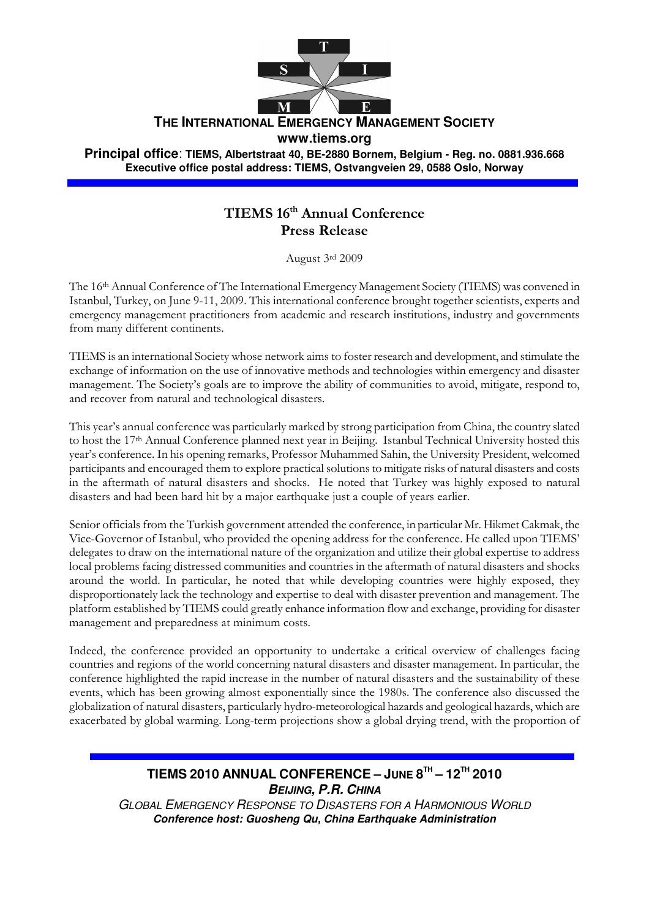**THE INTERNATIONAL EMERGENCY MANAGEMENT SOCIETY**
**www.tiems.org**
**Principal office: TIEMS, Albertstraat 40, BE-2880 Bornem, Belgium - Reg. no. 0881.936.668**
**Executive office postal address: TIEMS, Ostvangveien 29, 0588 Oslo, Norway**

# TIEMS 16th Annual Conference Press Release

August 3rd 2009

The 16th Annual Conference of The International Emergency Management Society (TIEMS) was convened in Istanbul, Turkey, on June 9-11, 2009. This international conference brought together scientists, experts and emergency management practitioners from academic and research institutions, industry and governments from many different continents.

TIEMS is an international Society whose network aims to foster research and development, and stimulate the exchange of information on the use of innovative methods and technologies within emergency and disaster management. The Society's goals are to improve the ability of communities to avoid, mitigate, respond to, and recover from natural and technological disasters.

This year's annual conference was particularly marked by strong participation from China, the country slated to host the 17th Annual Conference planned next year in Beijing. Istanbul Technical University hosted this year's conference. In his opening remarks, Professor Muhammed Sahin, the University President, welcomed participants and encouraged them to explore practical solutions to mitigate risks of natural disasters and costs in the aftermath of natural disasters and shocks. He noted that Turkey was highly exposed to natural disasters and had been hard hit by a major earthquake just a couple of years earlier.

Senior officials from the Turkish government attended the conference, in particular Mr. Hikmet Cakmak, the Vice-Governor of Istanbul, who provided the opening address for the conference. He called upon TIEMS' delegates to draw on the international nature of the organization and utilize their global expertise to address local problems facing distressed communities and countries in the aftermath of natural disasters and shocks around the world. In particular, he noted that while developing countries were highly exposed, they disproportionately lack the technology and expertise to deal with disaster prevention and management. The platform established by TIEMS could greatly enhance information flow and exchange, providing for disaster management and preparedness at minimum costs.

Indeed, the conference provided an opportunity to undertake a critical overview of challenges facing countries and regions of the world concerning natural disasters and disaster management. In particular, the conference highlighted the rapid increase in the number of natural disasters and the sustainability of these events, which has been growing almost exponentially since the 1980s. The conference also discussed the globalization of natural disasters, particularly hydro-meteorological hazards and geological hazards, which are exacerbated by global warming. Long-term projections show a global drying trend, with the proportion of

**TIEMS 2010 ANNUAL CONFERENCE – JUNE 8TH – 12TH 2010**
***BEIJING, P.R. CHINA***
*GLOBAL EMERGENCY RESPONSE TO DISASTERS FOR A HARMONIOUS WORLD*
***Conference host: Guosheng Qu, China Earthquake Administration***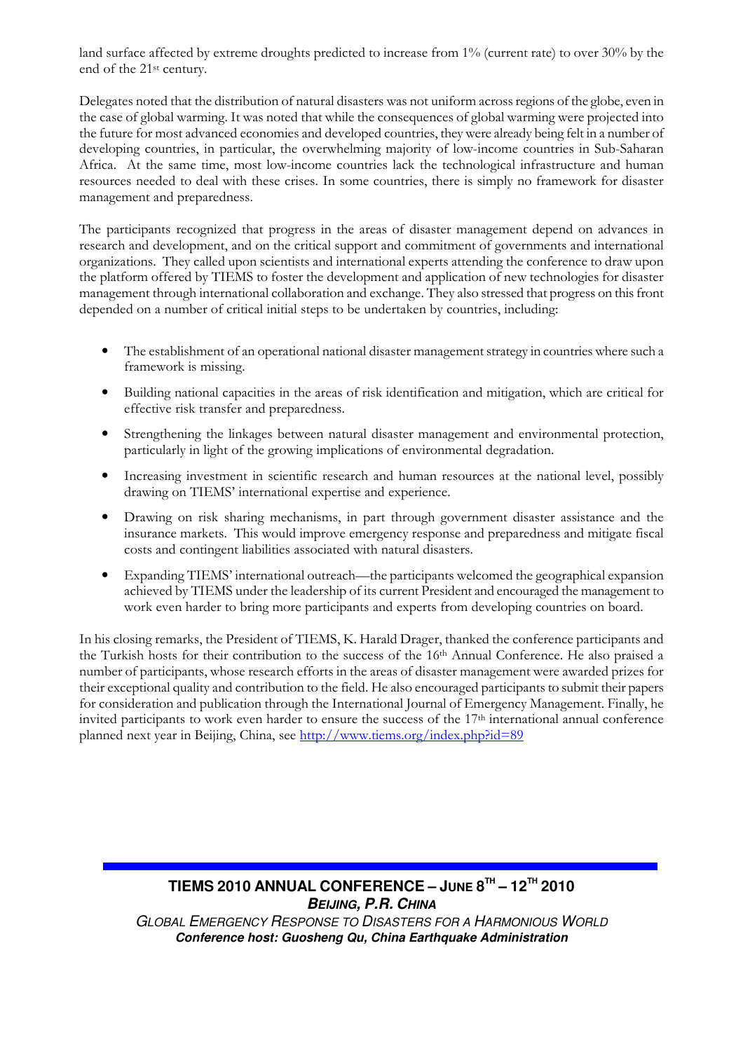land surface affected by extreme droughts predicted to increase from 1% (current rate) to over 30% by the end of the 21st century.

Delegates noted that the distribution of natural disasters was not uniform across regions of the globe, even in the case of global warming. It was noted that while the consequences of global warming were projected into the future for most advanced economies and developed countries, they were already being felt in a number of developing countries, in particular, the overwhelming majority of low-income countries in Sub-Saharan Africa. At the same time, most low-income countries lack the technological infrastructure and human resources needed to deal with these crises. In some countries, there is simply no framework for disaster management and preparedness.

The participants recognized that progress in the areas of disaster management depend on advances in research and development, and on the critical support and commitment of governments and international organizations. They called upon scientists and international experts attending the conference to draw upon the platform offered by TIEMS to foster the development and application of new technologies for disaster management through international collaboration and exchange. They also stressed that progress on this front depended on a number of critical initial steps to be undertaken by countries, including:

- The establishment of an operational national disaster management strategy in countries where such a framework is missing.
- Building national capacities in the areas of risk identification and mitigation, which are critical for effective risk transfer and preparedness.
- Strengthening the linkages between natural disaster management and environmental protection, particularly in light of the growing implications of environmental degradation.
- Increasing investment in scientific research and human resources at the national level, possibly drawing on TIEMS' international expertise and experience.
- Drawing on risk sharing mechanisms, in part through government disaster assistance and the insurance markets. This would improve emergency response and preparedness and mitigate fiscal costs and contingent liabilities associated with natural disasters.
- Expanding TIEMS' international outreach—the participants welcomed the geographical expansion achieved by TIEMS under the leadership of its current President and encouraged the management to work even harder to bring more participants and experts from developing countries on board.

In his closing remarks, the President of TIEMS, K. Harald Drager, thanked the conference participants and the Turkish hosts for their contribution to the success of the 16th Annual Conference. He also praised a number of participants, whose research efforts in the areas of disaster management were awarded prizes for their exceptional quality and contribution to the field. He also encouraged participants to submit their papers for consideration and publication through the International Journal of Emergency Management. Finally, he invited participants to work even harder to ensure the success of the 17th international annual conference planned next year in Beijing, China, see http://www.tiems.org/index.php?id=89

---

**TIEMS 2010 ANNUAL CONFERENCE – JUNE 8TH – 12TH 2010**

***BEIJING, P.R. CHINA***

*GLOBAL EMERGENCY RESPONSE TO DISASTERS FOR A HARMONIOUS WORLD*

***Conference host: Guosheng Qu, China Earthquake Administration***